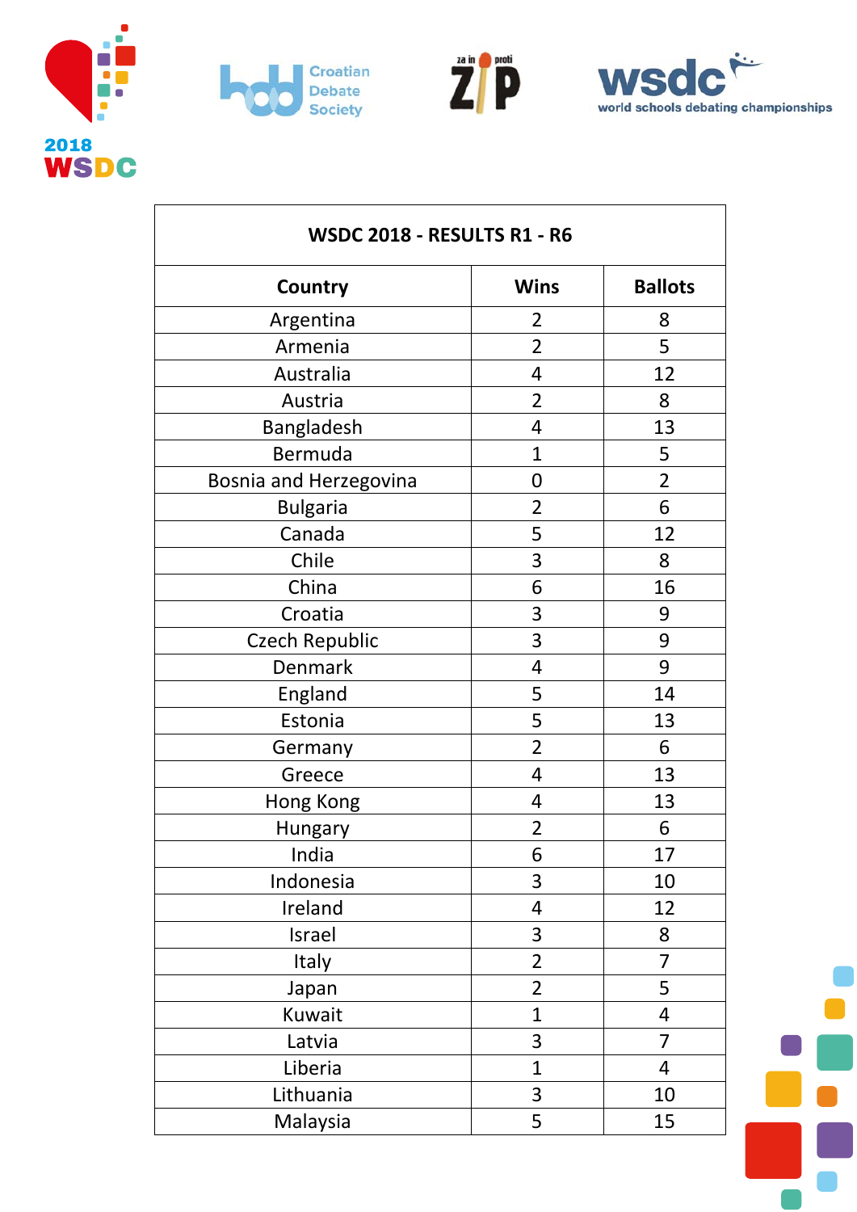| WSDC 2018 - RESULTS R1 - R6 | | |
|---|---|---|
| **Country** | **Wins** | **Ballots** |
| Argentina | 2 | 8 |
| Armenia | 2 | 5 |
| Australia | 4 | 12 |
| Austria | 2 | 8 |
| Bangladesh | 4 | 13 |
| Bermuda | 1 | 5 |
| Bosnia and Herzegovina | 0 | 2 |
| Bulgaria | 2 | 6 |
| Canada | 5 | 12 |
| Chile | 3 | 8 |
| China | 6 | 16 |
| Croatia | 3 | 9 |
| Czech Republic | 3 | 9 |
| Denmark | 4 | 9 |
| England | 5 | 14 |
| Estonia | 5 | 13 |
| Germany | 2 | 6 |
| Greece | 4 | 13 |
| Hong Kong | 4 | 13 |
| Hungary | 2 | 6 |
| India | 6 | 17 |
| Indonesia | 3 | 10 |
| Ireland | 4 | 12 |
| Israel | 3 | 8 |
| Italy | 2 | 7 |
| Japan | 2 | 5 |
| Kuwait | 1 | 4 |
| Latvia | 3 | 7 |
| Liberia | 1 | 4 |
| Lithuania | 3 | 10 |
| Malaysia | 5 | 15 |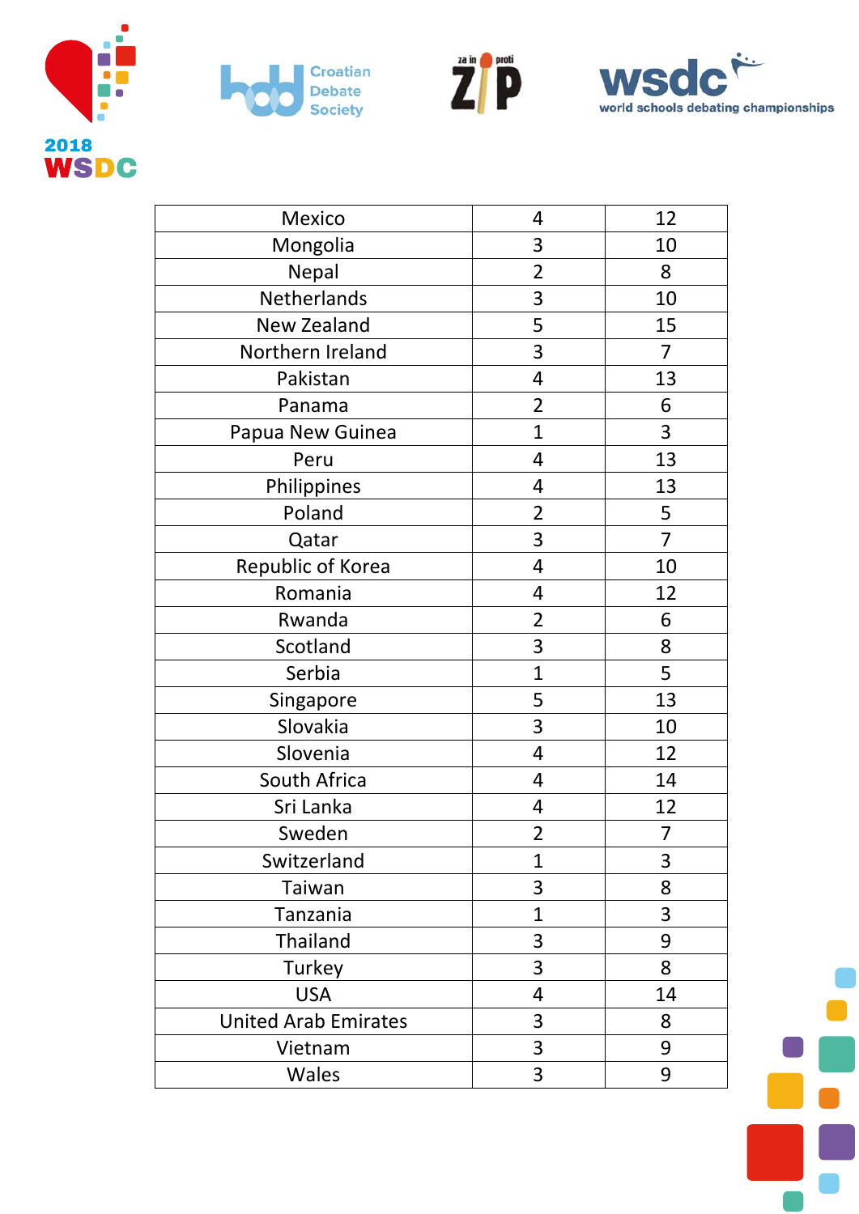| | | |
|---|---|---|
| Mexico | 4 | 12 |
| Mongolia | 3 | 10 |
| Nepal | 2 | 8 |
| Netherlands | 3 | 10 |
| New Zealand | 5 | 15 |
| Northern Ireland | 3 | 7 |
| Pakistan | 4 | 13 |
| Panama | 2 | 6 |
| Papua New Guinea | 1 | 3 |
| Peru | 4 | 13 |
| Philippines | 4 | 13 |
| Poland | 2 | 5 |
| Qatar | 3 | 7 |
| Republic of Korea | 4 | 10 |
| Romania | 4 | 12 |
| Rwanda | 2 | 6 |
| Scotland | 3 | 8 |
| Serbia | 1 | 5 |
| Singapore | 5 | 13 |
| Slovakia | 3 | 10 |
| Slovenia | 4 | 12 |
| South Africa | 4 | 14 |
| Sri Lanka | 4 | 12 |
| Sweden | 2 | 7 |
| Switzerland | 1 | 3 |
| Taiwan | 3 | 8 |
| Tanzania | 1 | 3 |
| Thailand | 3 | 9 |
| Turkey | 3 | 8 |
| USA | 4 | 14 |
| United Arab Emirates | 3 | 8 |
| Vietnam | 3 | 9 |
| Wales | 3 | 9 |